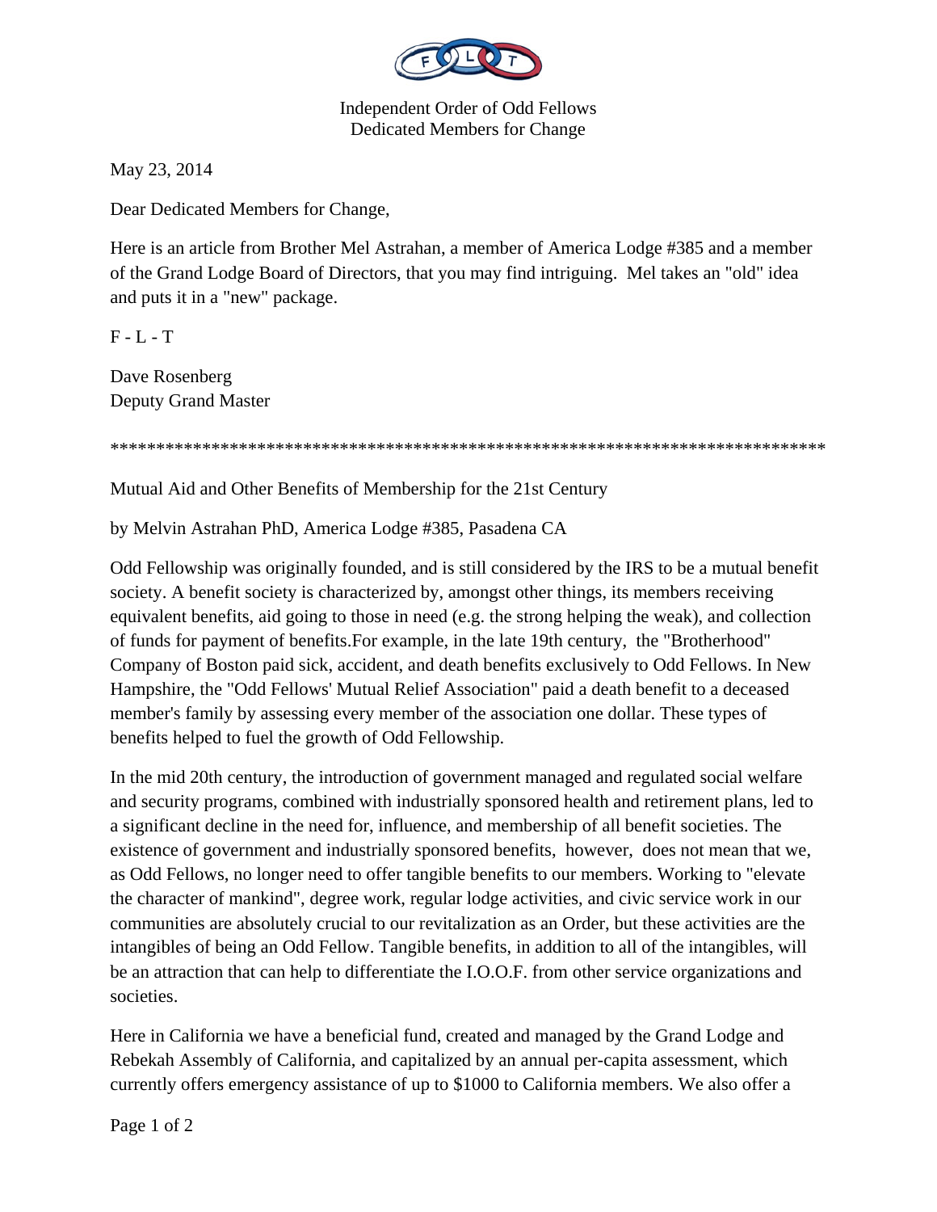Independent Order of Odd Fellows
Dedicated Members for Change

May 23, 2014

Dear Dedicated Members for Change,

Here is an article from Brother Mel Astrahan, a member of America Lodge #385 and a member of the Grand Lodge Board of Directors, that you may find intriguing. Mel takes an "old" idea and puts it in a "new" package.

F - L - T

Dave Rosenberg
Deputy Grand Master

**********************************************************************************

Mutual Aid and Other Benefits of Membership for the 21st Century

by Melvin Astrahan PhD, America Lodge #385, Pasadena CA

Odd Fellowship was originally founded, and is still considered by the IRS to be a mutual benefit society. A benefit society is characterized by, amongst other things, its members receiving equivalent benefits, aid going to those in need (e.g. the strong helping the weak), and collection of funds for payment of benefits.For example, in the late 19th century, the "Brotherhood" Company of Boston paid sick, accident, and death benefits exclusively to Odd Fellows. In New Hampshire, the "Odd Fellows' Mutual Relief Association" paid a death benefit to a deceased member's family by assessing every member of the association one dollar. These types of benefits helped to fuel the growth of Odd Fellowship.

In the mid 20th century, the introduction of government managed and regulated social welfare and security programs, combined with industrially sponsored health and retirement plans, led to a significant decline in the need for, influence, and membership of all benefit societies. The existence of government and industrially sponsored benefits, however, does not mean that we, as Odd Fellows, no longer need to offer tangible benefits to our members. Working to "elevate the character of mankind", degree work, regular lodge activities, and civic service work in our communities are absolutely crucial to our revitalization as an Order, but these activities are the intangibles of being an Odd Fellow. Tangible benefits, in addition to all of the intangibles, will be an attraction that can help to differentiate the I.O.O.F. from other service organizations and societies.

Here in California we have a beneficial fund, created and managed by the Grand Lodge and Rebekah Assembly of California, and capitalized by an annual per-capita assessment, which currently offers emergency assistance of up to $1000 to California members. We also offer a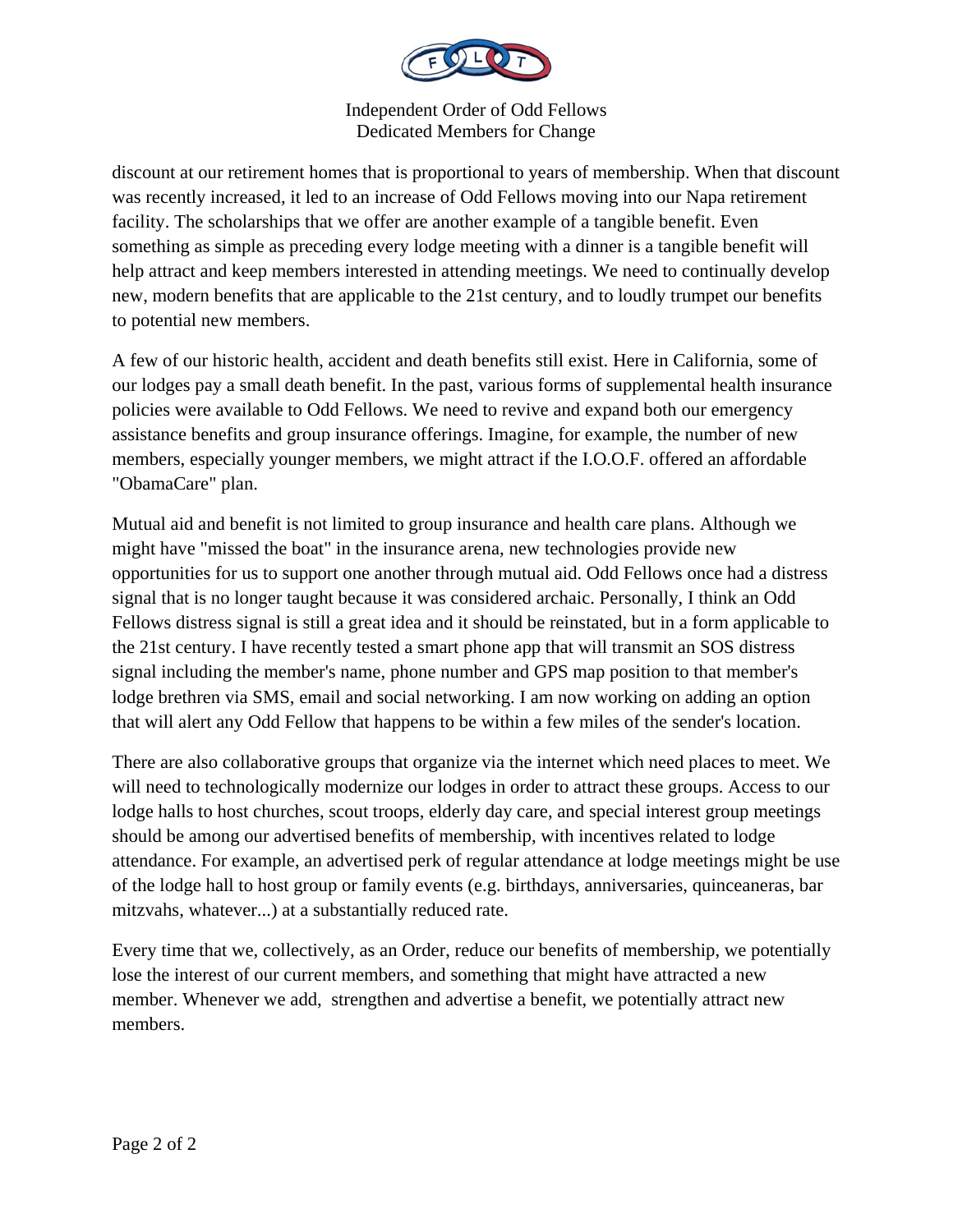discount at our retirement homes that is proportional to years of membership. When that discount was recently increased, it led to an increase of Odd Fellows moving into our Napa retirement facility. The scholarships that we offer are another example of a tangible benefit. Even something as simple as preceding every lodge meeting with a dinner is a tangible benefit will help attract and keep members interested in attending meetings. We need to continually develop new, modern benefits that are applicable to the 21st century, and to loudly trumpet our benefits to potential new members.

A few of our historic health, accident and death benefits still exist. Here in California, some of our lodges pay a small death benefit. In the past, various forms of supplemental health insurance policies were available to Odd Fellows. We need to revive and expand both our emergency assistance benefits and group insurance offerings. Imagine, for example, the number of new members, especially younger members, we might attract if the I.O.O.F. offered an affordable "ObamaCare" plan.

Mutual aid and benefit is not limited to group insurance and health care plans. Although we might have "missed the boat" in the insurance arena, new technologies provide new opportunities for us to support one another through mutual aid. Odd Fellows once had a distress signal that is no longer taught because it was considered archaic. Personally, I think an Odd Fellows distress signal is still a great idea and it should be reinstated, but in a form applicable to the 21st century. I have recently tested a smart phone app that will transmit an SOS distress signal including the member's name, phone number and GPS map position to that member's lodge brethren via SMS, email and social networking. I am now working on adding an option that will alert any Odd Fellow that happens to be within a few miles of the sender's location.

There are also collaborative groups that organize via the internet which need places to meet. We will need to technologically modernize our lodges in order to attract these groups. Access to our lodge halls to host churches, scout troops, elderly day care, and special interest group meetings should be among our advertised benefits of membership, with incentives related to lodge attendance. For example, an advertised perk of regular attendance at lodge meetings might be use of the lodge hall to host group or family events (e.g. birthdays, anniversaries, quinceaneras, bar mitzvahs, whatever...) at a substantially reduced rate.

Every time that we, collectively, as an Order, reduce our benefits of membership, we potentially lose the interest of our current members, and something that might have attracted a new member. Whenever we add, strengthen and advertise a benefit, we potentially attract new members.